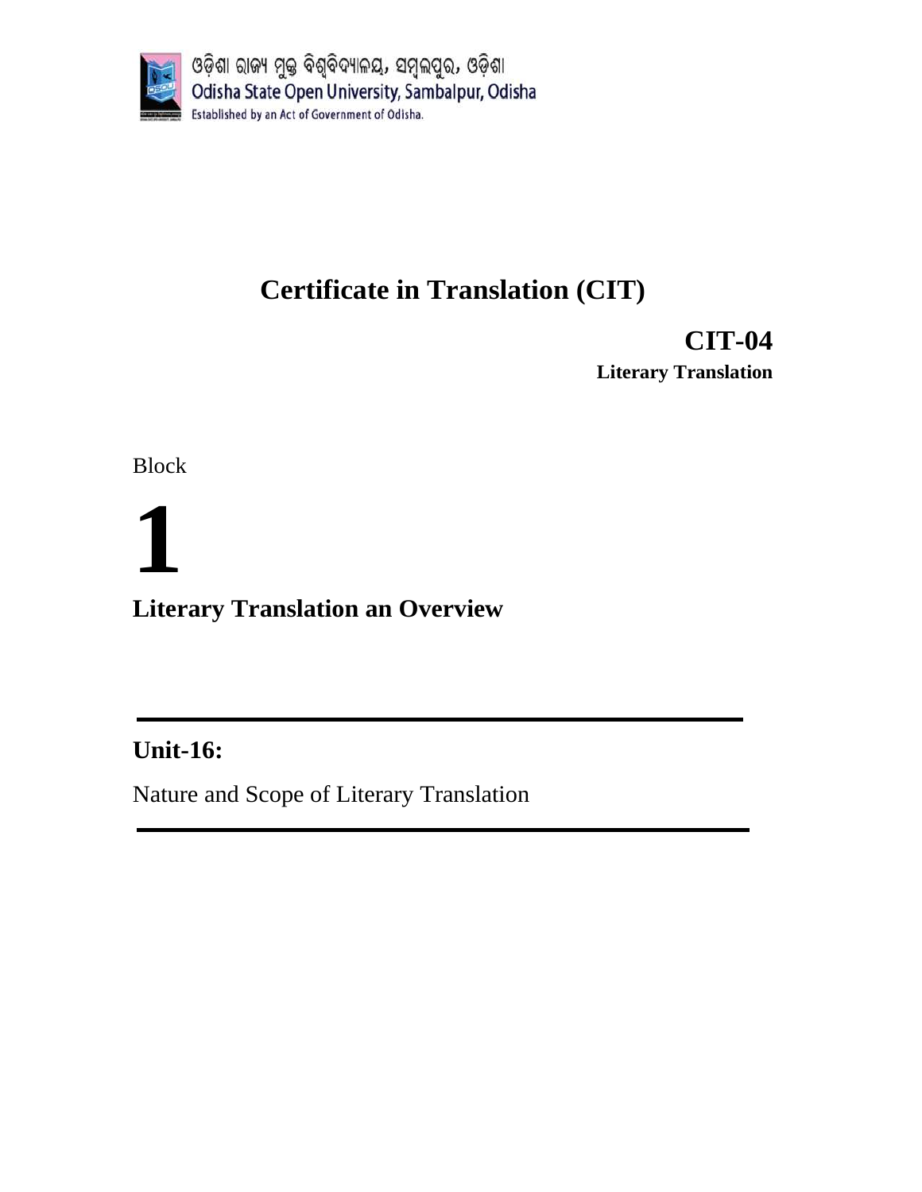ଓଡ଼ିଶା ରାଜ୍ୟ ମୁକ୍ତ ବିଶ୍ୱବିଦ୍ୟାଳୟ, ସମ୍ବଲପୁର, ଓଡ଼ିଶା

Odisha State Open University, Sambalpur, Odisha

Established by an Act of Government of Odisha.

# Certificate in Translation (CIT)

## CIT-04

**Literary Translation**

Block

# 1

## Literary Translation an Overview

---

## Unit-16:

Nature and Scope of Literary Translation

---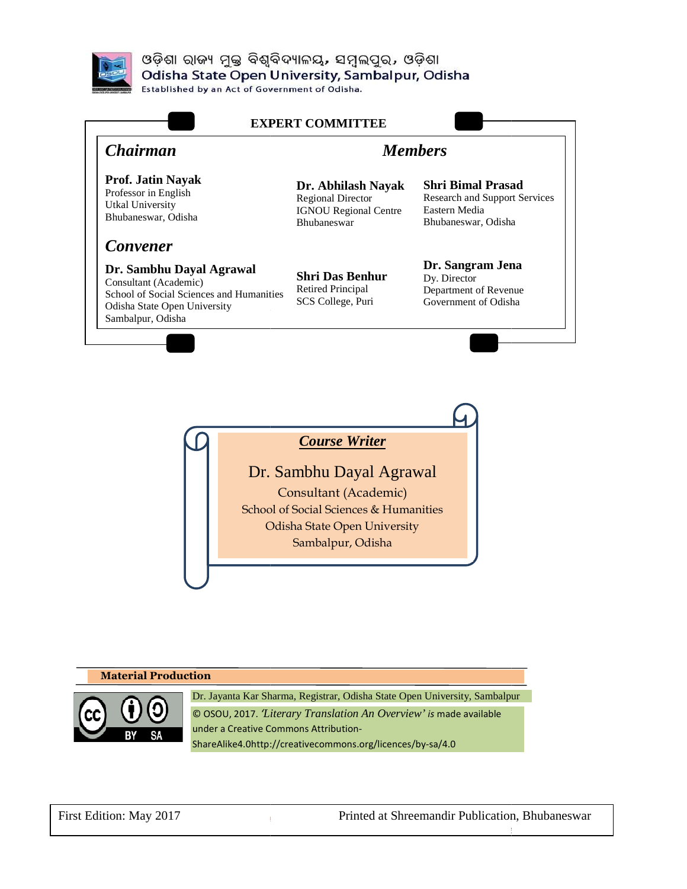ଓଡ଼ିଶା ରାଜ୍ୟ ମୁକ୍ତ ବିଶ୍ୱବିଦ୍ୟାଳୟ, ସମ୍ବଲପୁର, ଓଡ଼ିଶା

Odisha State Open University, Sambalpur, Odisha

Established by an Act of Government of Odisha.

## EXPERT COMMITTEE

### Chairman

**Prof. Jatin Nayak**
Professor in English
Utkal University
Bhubaneswar, Odisha

### Convener

**Dr. Sambhu Dayal Agrawal**
Consultant (Academic)
School of Social Sciences and Humanities
Odisha State Open University
Sambalpur, Odisha

### Members

**Dr. Abhilash Nayak**
Regional Director
IGNOU Regional Centre
Bhubaneswar

**Shri Bimal Prasad**
Research and Support Services
Eastern Media
Bhubaneswar, Odisha

**Shri Das Benhur**
Retired Principal
SCS College, Puri

**Dr. Sangram Jena**
Dy. Director
Department of Revenue
Government of Odisha

### Course Writer

Dr. Sambhu Dayal Agrawal
Consultant (Academic)
School of Social Sciences & Humanities
Odisha State Open University
Sambalpur, Odisha

**Material Production**

Dr. Jayanta Kar Sharma, Registrar, Odisha State Open University, Sambalpur

© OSOU, 2017. *'Literary Translation An Overview'* is made available under a Creative Commons Attribution-ShareAlike4.0http://creativecommons.org/licences/by-sa/4.0

First Edition: May 2017 | Printed at Shreemandir Publication, Bhubaneswar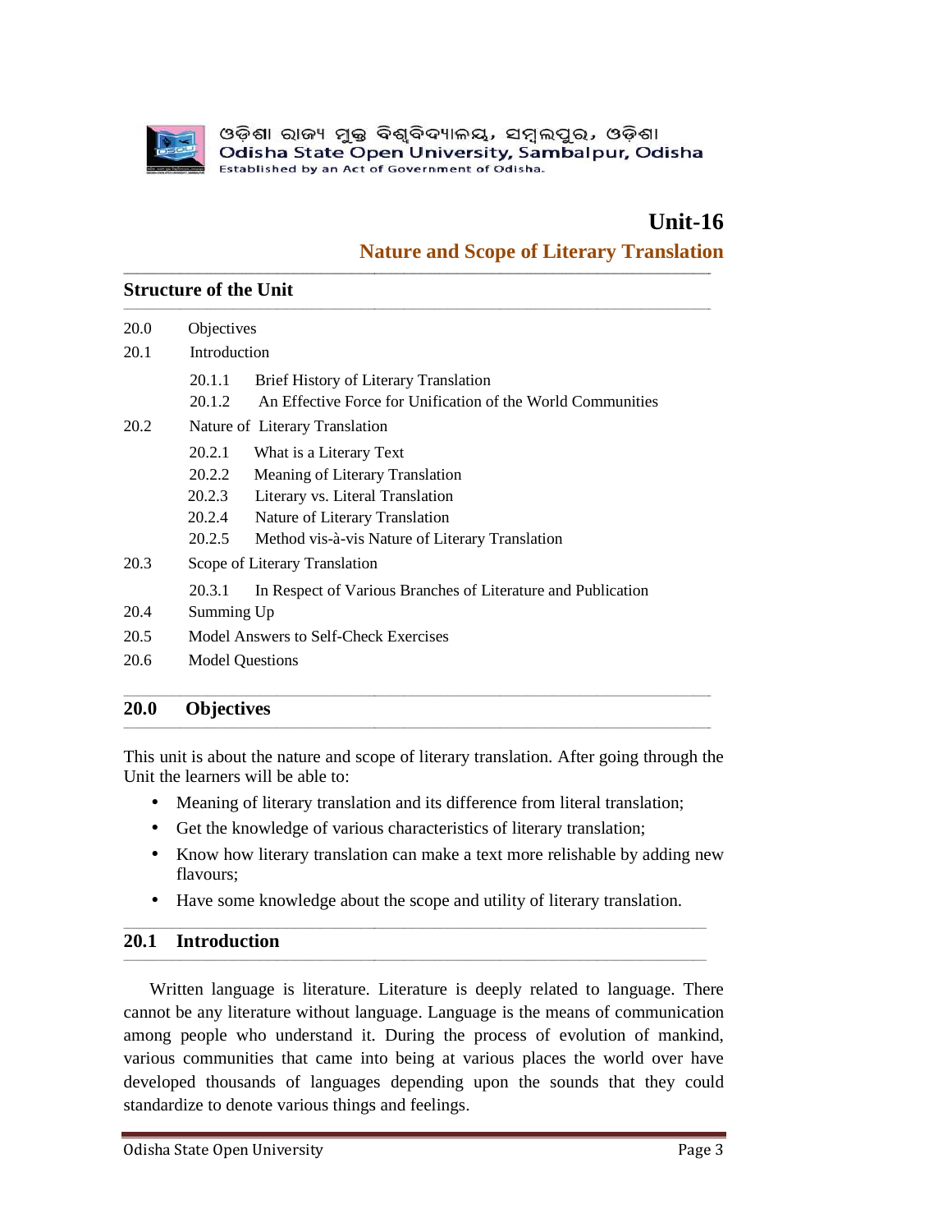# Unit-16

## Nature and Scope of Literary Translation

### Structure of the Unit

20.0 Objectives

20.1 Introduction

- 20.1.1 Brief History of Literary Translation
- 20.1.2 An Effective Force for Unification of the World Communities

20.2 Nature of Literary Translation

- 20.2.1 What is a Literary Text
- 20.2.2 Meaning of Literary Translation
- 20.2.3 Literary vs. Literal Translation
- 20.2.4 Nature of Literary Translation
- 20.2.5 Method vis-à-vis Nature of Literary Translation

20.3 Scope of Literary Translation

- 20.3.1 In Respect of Various Branches of Literature and Publication

20.4 Summing Up

20.5 Model Answers to Self-Check Exercises

20.6 Model Questions

### 20.0 Objectives

This unit is about the nature and scope of literary translation. After going through the Unit the learners will be able to:

- Meaning of literary translation and its difference from literal translation;
- Get the knowledge of various characteristics of literary translation;
- Know how literary translation can make a text more relishable by adding new flavours;
- Have some knowledge about the scope and utility of literary translation.

### 20.1 Introduction

Written language is literature. Literature is deeply related to language. There cannot be any literature without language. Language is the means of communication among people who understand it. During the process of evolution of mankind, various communities that came into being at various places the world over have developed thousands of languages depending upon the sounds that they could standardize to denote various things and feelings.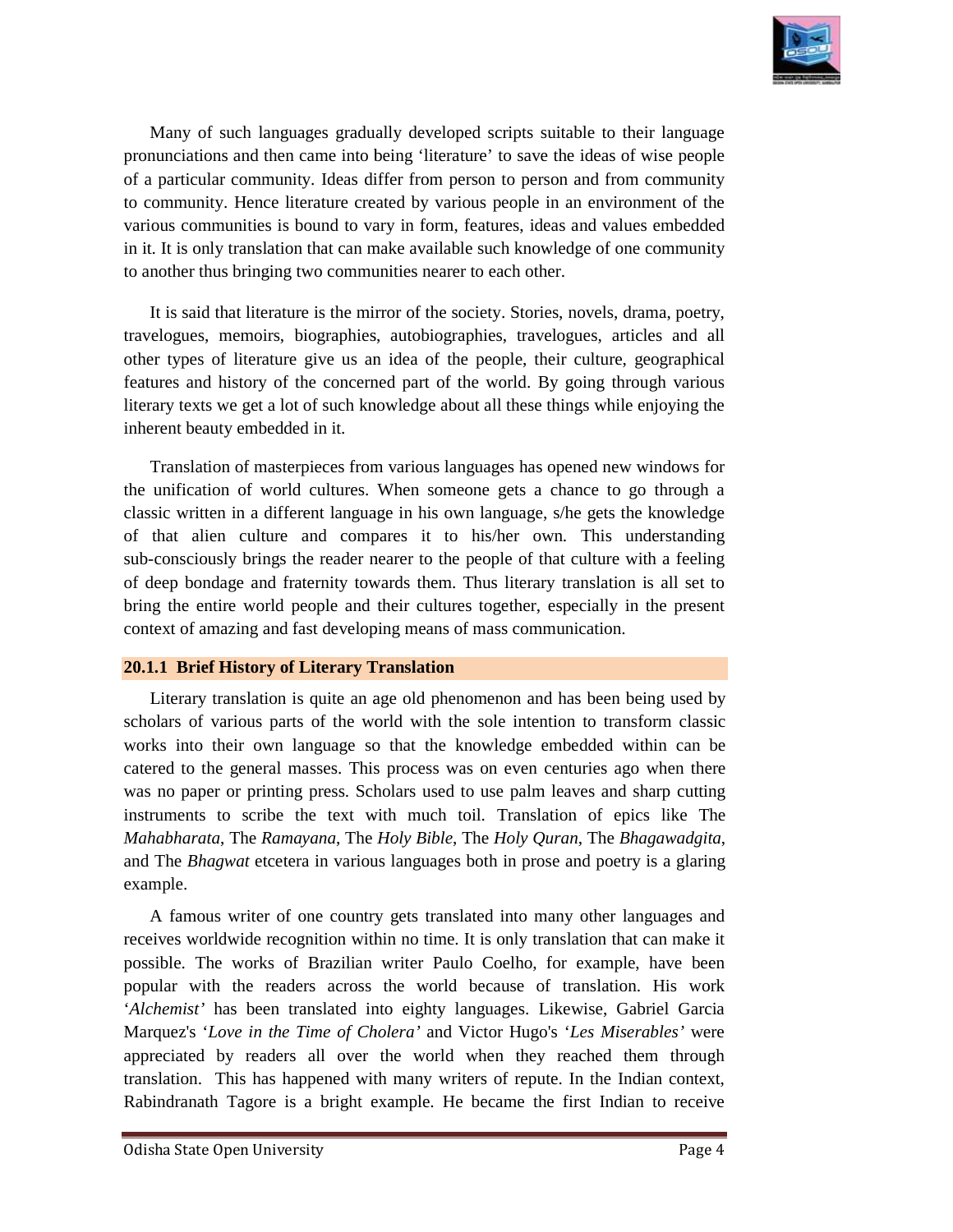Many of such languages gradually developed scripts suitable to their language pronunciations and then came into being 'literature' to save the ideas of wise people of a particular community. Ideas differ from person to person and from community to community. Hence literature created by various people in an environment of the various communities is bound to vary in form, features, ideas and values embedded in it. It is only translation that can make available such knowledge of one community to another thus bringing two communities nearer to each other.

It is said that literature is the mirror of the society. Stories, novels, drama, poetry, travelogues, memoirs, biographies, autobiographies, travelogues, articles and all other types of literature give us an idea of the people, their culture, geographical features and history of the concerned part of the world. By going through various literary texts we get a lot of such knowledge about all these things while enjoying the inherent beauty embedded in it.

Translation of masterpieces from various languages has opened new windows for the unification of world cultures. When someone gets a chance to go through a classic written in a different language in his own language, s/he gets the knowledge of that alien culture and compares it to his/her own. This understanding sub-consciously brings the reader nearer to the people of that culture with a feeling of deep bondage and fraternity towards them. Thus literary translation is all set to bring the entire world people and their cultures together, especially in the present context of amazing and fast developing means of mass communication.

### 20.1.1 Brief History of Literary Translation

Literary translation is quite an age old phenomenon and has been being used by scholars of various parts of the world with the sole intention to transform classic works into their own language so that the knowledge embedded within can be catered to the general masses. This process was on even centuries ago when there was no paper or printing press. Scholars used to use palm leaves and sharp cutting instruments to scribe the text with much toil. Translation of epics like The *Mahabharata*, The *Ramayana*, The *Holy Bible*, The *Holy Quran*, The *Bhagawadgita*, and The *Bhagwat* etcetera in various languages both in prose and poetry is a glaring example.

A famous writer of one country gets translated into many other languages and receives worldwide recognition within no time. It is only translation that can make it possible. The works of Brazilian writer Paulo Coelho, for example, have been popular with the readers across the world because of translation. His work '*Alchemist*' has been translated into eighty languages. Likewise, Gabriel Garcia Marquez's '*Love in the Time of Cholera*' and Victor Hugo's '*Les Miserables*' were appreciated by readers all over the world when they reached them through translation. This has happened with many writers of repute. In the Indian context, Rabindranath Tagore is a bright example. He became the first Indian to receive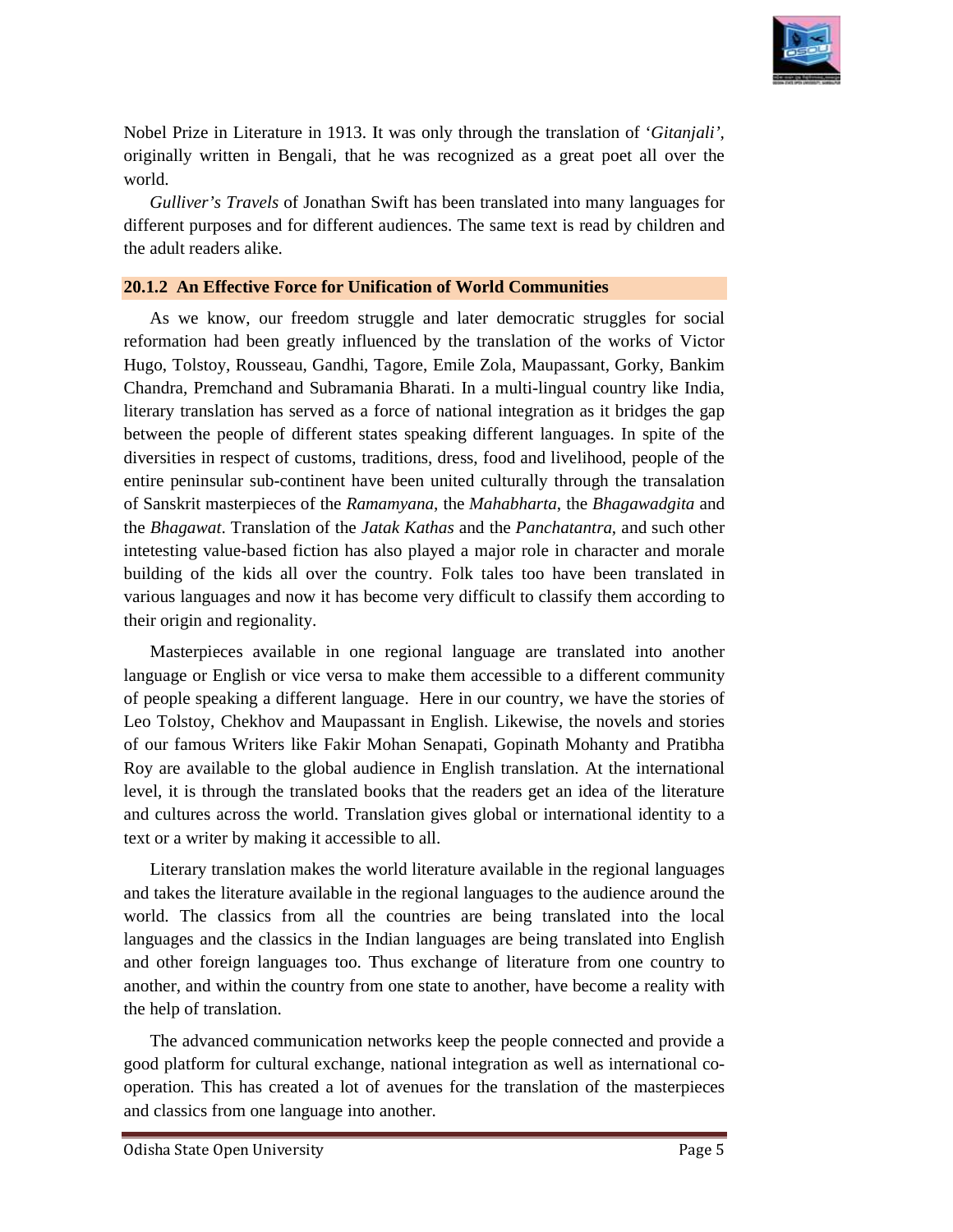Nobel Prize in Literature in 1913. It was only through the translation of '*Gitanjali'*, originally written in Bengali, that he was recognized as a great poet all over the world.

*Gulliver's Travels* of Jonathan Swift has been translated into many languages for different purposes and for different audiences. The same text is read by children and the adult readers alike.

### 20.1.2 An Effective Force for Unification of World Communities

As we know, our freedom struggle and later democratic struggles for social reformation had been greatly influenced by the translation of the works of Victor Hugo, Tolstoy, Rousseau, Gandhi, Tagore, Emile Zola, Maupassant, Gorky, Bankim Chandra, Premchand and Subramania Bharati. In a multi-lingual country like India, literary translation has served as a force of national integration as it bridges the gap between the people of different states speaking different languages. In spite of the diversities in respect of customs, traditions, dress, food and livelihood, people of the entire peninsular sub-continent have been united culturally through the transalation of Sanskrit masterpieces of the *Ramamyana*, the *Mahabharta*, the *Bhagawadgita* and the *Bhagawat*. Translation of the *Jatak Kathas* and the *Panchatantra*, and such other intetesting value-based fiction has also played a major role in character and morale building of the kids all over the country. Folk tales too have been translated in various languages and now it has become very difficult to classify them according to their origin and regionality.

Masterpieces available in one regional language are translated into another language or English or vice versa to make them accessible to a different community of people speaking a different language. Here in our country, we have the stories of Leo Tolstoy, Chekhov and Maupassant in English. Likewise, the novels and stories of our famous Writers like Fakir Mohan Senapati, Gopinath Mohanty and Pratibha Roy are available to the global audience in English translation. At the international level, it is through the translated books that the readers get an idea of the literature and cultures across the world. Translation gives global or international identity to a text or a writer by making it accessible to all.

Literary translation makes the world literature available in the regional languages and takes the literature available in the regional languages to the audience around the world. The classics from all the countries are being translated into the local languages and the classics in the Indian languages are being translated into English and other foreign languages too. Thus exchange of literature from one country to another, and within the country from one state to another, have become a reality with the help of translation.

The advanced communication networks keep the people connected and provide a good platform for cultural exchange, national integration as well as international co-operation. This has created a lot of avenues for the translation of the masterpieces and classics from one language into another.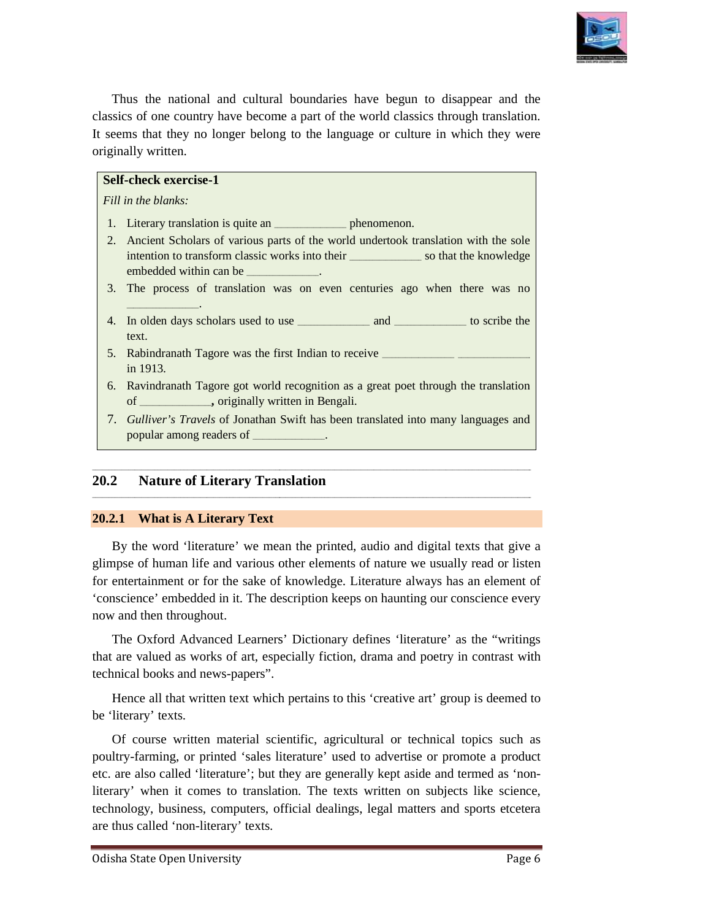Thus the national and cultural boundaries have begun to disappear and the classics of one country have become a part of the world classics through translation. It seems that they no longer belong to the language or culture in which they were originally written.

**Self-check exercise-1**

*Fill in the blanks:*

1. Literary translation is quite an ____________ phenomenon.
2. Ancient Scholars of various parts of the world undertook translation with the sole intention to transform classic works into their ____________ so that the knowledge embedded within can be ____________.
3. The process of translation was on even centuries ago when there was no ____________.
4. In olden days scholars used to use ____________ and ____________ to scribe the text.
5. Rabindranath Tagore was the first Indian to receive ____________ ____________ in 1913.
6. Ravindranath Tagore got world recognition as a great poet through the translation of ____________**,** originally written in Bengali.
7. *Gulliver's Travels* of Jonathan Swift has been translated into many languages and popular among readers of ____________.

## 20.2 Nature of Literary Translation

### 20.2.1 What is A Literary Text

By the word 'literature' we mean the printed, audio and digital texts that give a glimpse of human life and various other elements of nature we usually read or listen for entertainment or for the sake of knowledge. Literature always has an element of 'conscience' embedded in it. The description keeps on haunting our conscience every now and then throughout.

The Oxford Advanced Learners' Dictionary defines 'literature' as the "writings that are valued as works of art, especially fiction, drama and poetry in contrast with technical books and news-papers".

Hence all that written text which pertains to this 'creative art' group is deemed to be 'literary' texts.

Of course written material scientific, agricultural or technical topics such as poultry-farming, or printed 'sales literature' used to advertise or promote a product etc. are also called 'literature'; but they are generally kept aside and termed as 'non-literary' when it comes to translation. The texts written on subjects like science, technology, business, computers, official dealings, legal matters and sports etcetera are thus called 'non-literary' texts.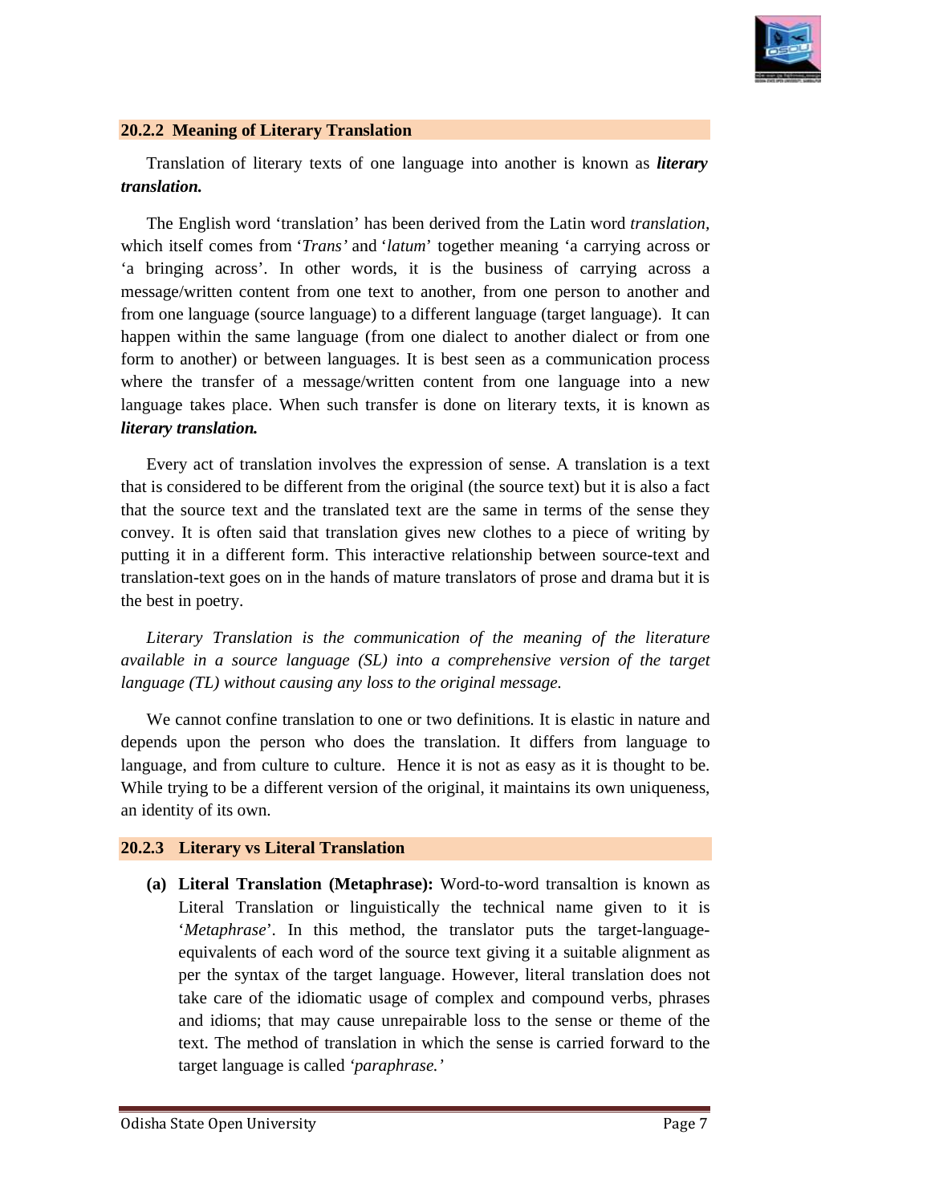### 20.2.2 Meaning of Literary Translation

Translation of literary texts of one language into another is known as ***literary translation.***

The English word 'translation' has been derived from the Latin word *translation,* which itself comes from '*Trans'* and '*latum*' together meaning 'a carrying across or 'a bringing across'. In other words, it is the business of carrying across a message/written content from one text to another, from one person to another and from one language (source language) to a different language (target language). It can happen within the same language (from one dialect to another dialect or from one form to another) or between languages. It is best seen as a communication process where the transfer of a message/written content from one language into a new language takes place. When such transfer is done on literary texts, it is known as ***literary translation.***

Every act of translation involves the expression of sense. A translation is a text that is considered to be different from the original (the source text) but it is also a fact that the source text and the translated text are the same in terms of the sense they convey. It is often said that translation gives new clothes to a piece of writing by putting it in a different form. This interactive relationship between source-text and translation-text goes on in the hands of mature translators of prose and drama but it is the best in poetry.

*Literary Translation is the communication of the meaning of the literature available in a source language (SL) into a comprehensive version of the target language (TL) without causing any loss to the original message.*

We cannot confine translation to one or two definitions. It is elastic in nature and depends upon the person who does the translation. It differs from language to language, and from culture to culture. Hence it is not as easy as it is thought to be. While trying to be a different version of the original, it maintains its own uniqueness, an identity of its own.

### 20.2.3 Literary vs Literal Translation

**(a) Literal Translation (Metaphrase):** Word-to-word transaltion is known as Literal Translation or linguistically the technical name given to it is '*Metaphrase*'. In this method, the translator puts the target-language-equivalents of each word of the source text giving it a suitable alignment as per the syntax of the target language. However, literal translation does not take care of the idiomatic usage of complex and compound verbs, phrases and idioms; that may cause unrepairable loss to the sense or theme of the text. The method of translation in which the sense is carried forward to the target language is called *'paraphrase.'*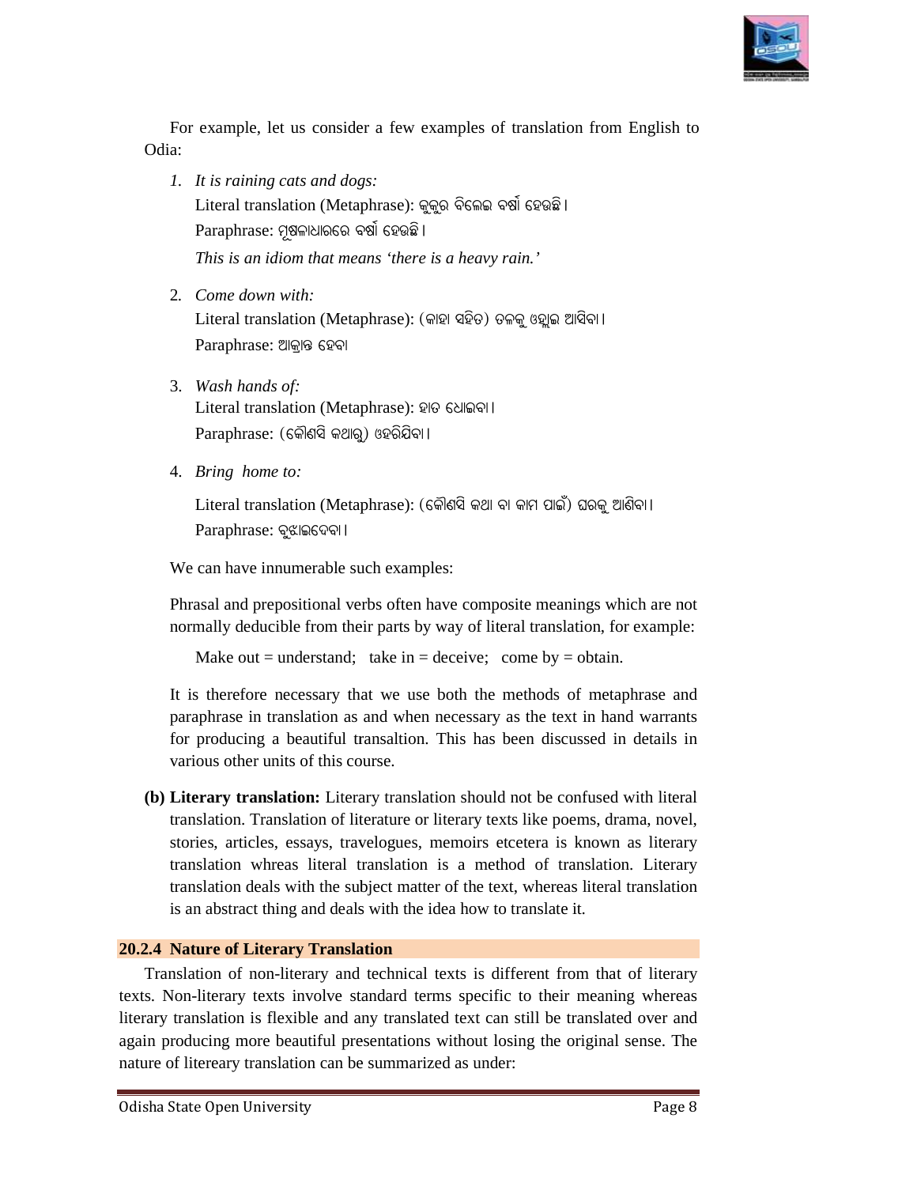For example, let us consider a few examples of translation from English to Odia:

1. *It is raining cats and dogs:*
   Literal translation (Metaphrase): କୁକୁର ବିଲେଇ ବର୍ଷା ହେଉଛି ।
   Paraphrase: ମୂଷଳାଧାରରେ ବର୍ଷା ହେଉଛି ।
   *This is an idiom that means 'there is a heavy rain.'*

2. *Come down with:*
   Literal translation (Metaphrase): (କାହା ସହିତ) ତଳକୁ ଓହ୍ଲାଇ ଆସିବା ।
   Paraphrase: ଆକ୍ରାନ୍ତ ହେବା

3. *Wash hands of:*
   Literal translation (Metaphrase): ହାତ ଧୋଇବା ।
   Paraphrase: (କୌଣସି କଥାରୁ) ଓହରିଯିବା ।

4. *Bring home to:*
   Literal translation (Metaphrase): (କୌଣସି କଥା ବା କାମ ପାଇଁ) ଘରକୁ ଆଣିବା ।
   Paraphrase: ବୁଝାଇଦେବା ।

We can have innumerable such examples:

Phrasal and prepositional verbs often have composite meanings which are not normally deducible from their parts by way of literal translation, for example:

Make out = understand; take in = deceive; come by = obtain.

It is therefore necessary that we use both the methods of metaphrase and paraphrase in translation as and when necessary as the text in hand warrants for producing a beautiful transaltion. This has been discussed in details in various other units of this course.

**(b) Literary translation:** Literary translation should not be confused with literal translation. Translation of literature or literary texts like poems, drama, novel, stories, articles, essays, travelogues, memoirs etcetera is known as literary translation whreas literal translation is a method of translation. Literary translation deals with the subject matter of the text, whereas literal translation is an abstract thing and deals with the idea how to translate it.

### 20.2.4 Nature of Literary Translation

Translation of non-literary and technical texts is different from that of literary texts. Non-literary texts involve standard terms specific to their meaning whereas literary translation is flexible and any translated text can still be translated over and again producing more beautiful presentations without losing the original sense. The nature of litereary translation can be summarized as under: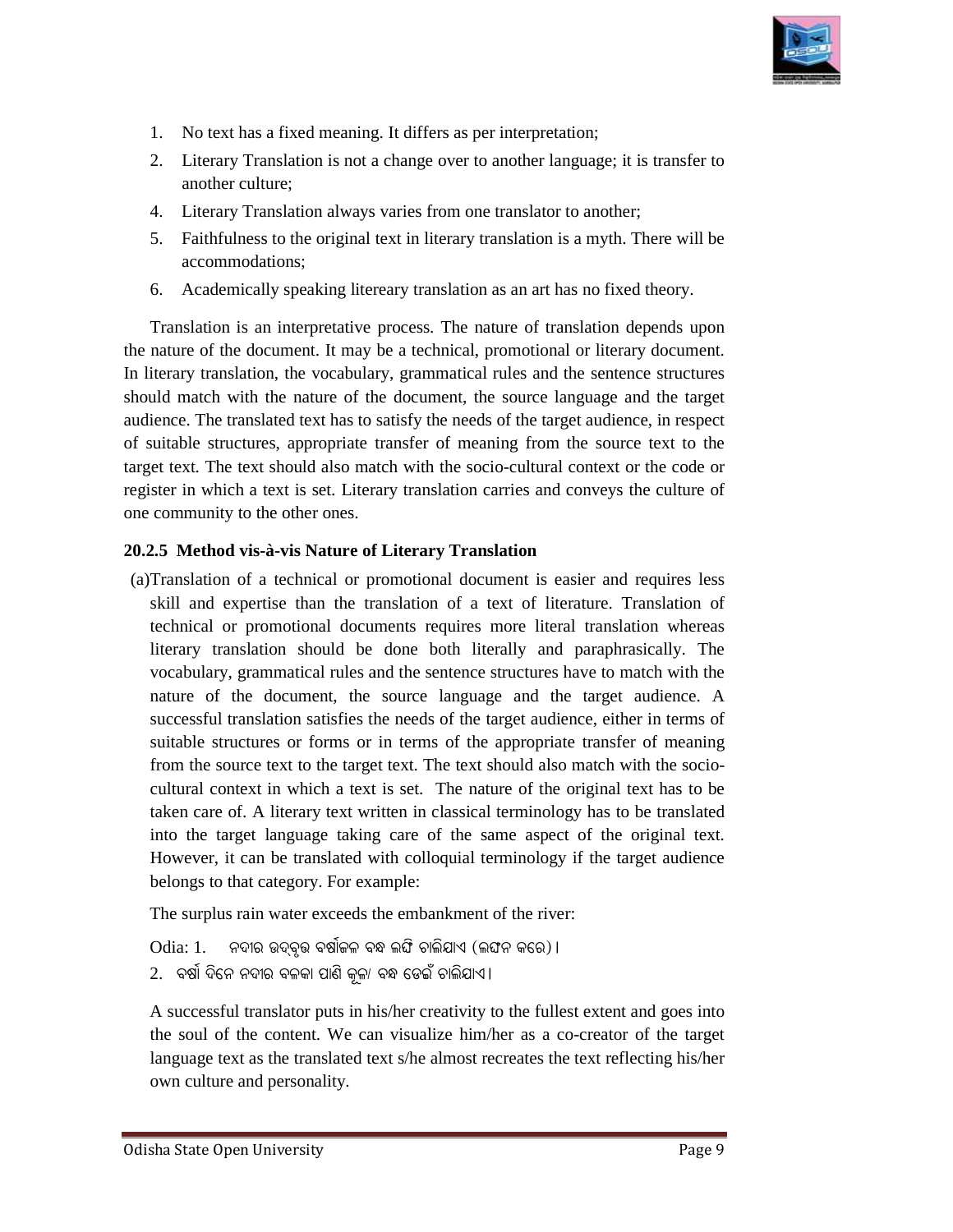1. No text has a fixed meaning. It differs as per interpretation;
2. Literary Translation is not a change over to another language; it is transfer to another culture;
4. Literary Translation always varies from one translator to another;
5. Faithfulness to the original text in literary translation is a myth. There will be accommodations;
6. Academically speaking litereary translation as an art has no fixed theory.

Translation is an interpretative process. The nature of translation depends upon the nature of the document. It may be a technical, promotional or literary document. In literary translation, the vocabulary, grammatical rules and the sentence structures should match with the nature of the document, the source language and the target audience. The translated text has to satisfy the needs of the target audience, in respect of suitable structures, appropriate transfer of meaning from the source text to the target text. The text should also match with the socio-cultural context or the code or register in which a text is set. Literary translation carries and conveys the culture of one community to the other ones.

### 20.2.5 Method vis-à-vis Nature of Literary Translation

(a) Translation of a technical or promotional document is easier and requires less skill and expertise than the translation of a text of literature. Translation of technical or promotional documents requires more literal translation whereas literary translation should be done both literally and paraphrasically. The vocabulary, grammatical rules and the sentence structures have to match with the nature of the document, the source language and the target audience. A successful translation satisfies the needs of the target audience, either in terms of suitable structures or forms or in terms of the appropriate transfer of meaning from the source text to the target text. The text should also match with the socio-cultural context in which a text is set. The nature of the original text has to be taken care of. A literary text written in classical terminology has to be translated into the target language taking care of the same aspect of the original text. However, it can be translated with colloquial terminology if the target audience belongs to that category. For example:

The surplus rain water exceeds the embankment of the river:

Odia: 1. ନଦୀର ଉଦ୍‌ବୃତ୍ତ ବର୍ଷାଜଳ ବନ୍ଧ ଲଙ୍ଘି ଚାଲିଯାଏ (ଲଙ୍ଘନ କରେ)।

2. ବର୍ଷା ଦିନେ ନଦୀର ବଳକା ପାଣି କୂଳ/ ବନ୍ଧ ଡେଇଁ ଚାଲିଯାଏ।

A successful translator puts in his/her creativity to the fullest extent and goes into the soul of the content. We can visualize him/her as a co-creator of the target language text as the translated text s/he almost recreates the text reflecting his/her own culture and personality.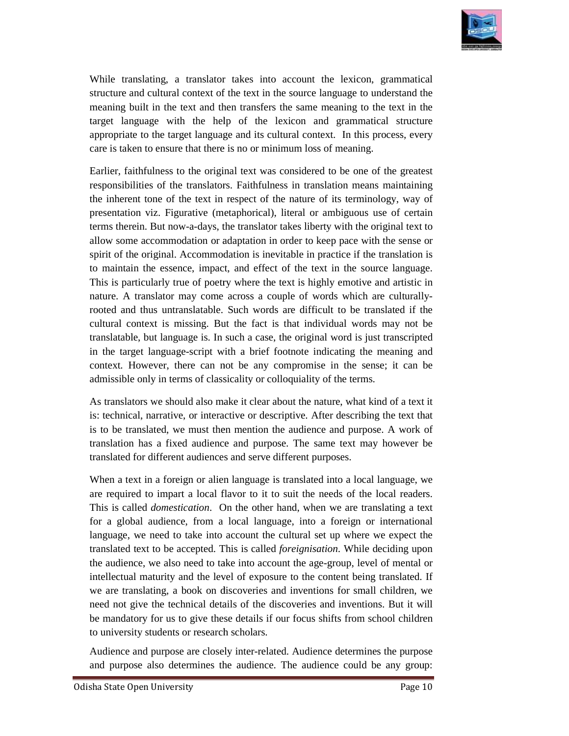While translating, a translator takes into account the lexicon, grammatical structure and cultural context of the text in the source language to understand the meaning built in the text and then transfers the same meaning to the text in the target language with the help of the lexicon and grammatical structure appropriate to the target language and its cultural context. In this process, every care is taken to ensure that there is no or minimum loss of meaning.

Earlier, faithfulness to the original text was considered to be one of the greatest responsibilities of the translators. Faithfulness in translation means maintaining the inherent tone of the text in respect of the nature of its terminology, way of presentation viz. Figurative (metaphorical), literal or ambiguous use of certain terms therein. But now-a-days, the translator takes liberty with the original text to allow some accommodation or adaptation in order to keep pace with the sense or spirit of the original. Accommodation is inevitable in practice if the translation is to maintain the essence, impact, and effect of the text in the source language. This is particularly true of poetry where the text is highly emotive and artistic in nature. A translator may come across a couple of words which are culturally-rooted and thus untranslatable. Such words are difficult to be translated if the cultural context is missing. But the fact is that individual words may not be translatable, but language is. In such a case, the original word is just transcripted in the target language-script with a brief footnote indicating the meaning and context. However, there can not be any compromise in the sense; it can be admissible only in terms of classicality or colloquiality of the terms.

As translators we should also make it clear about the nature, what kind of a text it is: technical, narrative, or interactive or descriptive. After describing the text that is to be translated, we must then mention the audience and purpose. A work of translation has a fixed audience and purpose. The same text may however be translated for different audiences and serve different purposes.

When a text in a foreign or alien language is translated into a local language, we are required to impart a local flavor to it to suit the needs of the local readers. This is called *domestication*. On the other hand, when we are translating a text for a global audience, from a local language, into a foreign or international language, we need to take into account the cultural set up where we expect the translated text to be accepted. This is called *foreignisation*. While deciding upon the audience, we also need to take into account the age-group, level of mental or intellectual maturity and the level of exposure to the content being translated. If we are translating, a book on discoveries and inventions for small children, we need not give the technical details of the discoveries and inventions. But it will be mandatory for us to give these details if our focus shifts from school children to university students or research scholars.

Audience and purpose are closely inter-related. Audience determines the purpose and purpose also determines the audience. The audience could be any group: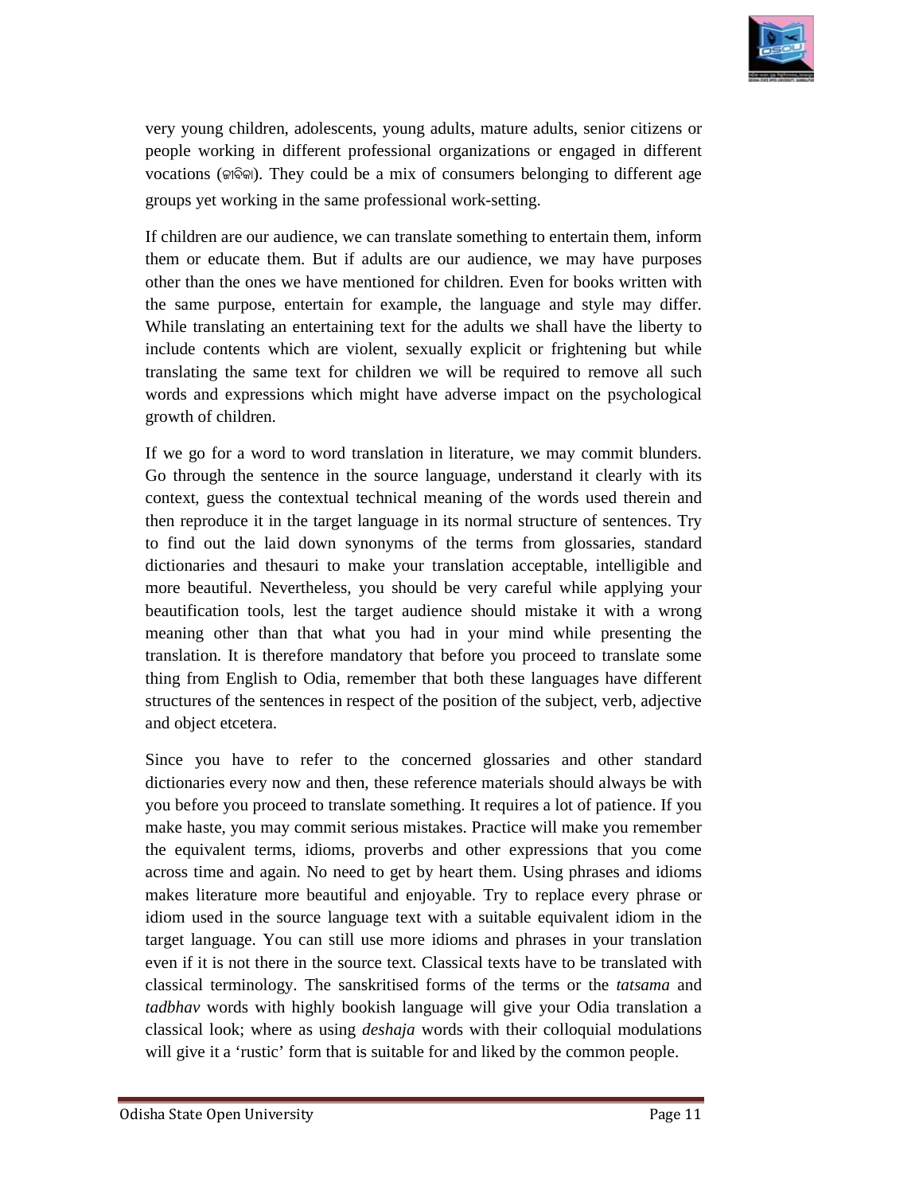very young children, adolescents, young adults, mature adults, senior citizens or people working in different professional organizations or engaged in different vocations (ଜୀବିକା). They could be a mix of consumers belonging to different age groups yet working in the same professional work-setting.

If children are our audience, we can translate something to entertain them, inform them or educate them. But if adults are our audience, we may have purposes other than the ones we have mentioned for children. Even for books written with the same purpose, entertain for example, the language and style may differ. While translating an entertaining text for the adults we shall have the liberty to include contents which are violent, sexually explicit or frightening but while translating the same text for children we will be required to remove all such words and expressions which might have adverse impact on the psychological growth of children.

If we go for a word to word translation in literature, we may commit blunders. Go through the sentence in the source language, understand it clearly with its context, guess the contextual technical meaning of the words used therein and then reproduce it in the target language in its normal structure of sentences. Try to find out the laid down synonyms of the terms from glossaries, standard dictionaries and thesauri to make your translation acceptable, intelligible and more beautiful. Nevertheless, you should be very careful while applying your beautification tools, lest the target audience should mistake it with a wrong meaning other than that what you had in your mind while presenting the translation. It is therefore mandatory that before you proceed to translate some thing from English to Odia, remember that both these languages have different structures of the sentences in respect of the position of the subject, verb, adjective and object etcetera.

Since you have to refer to the concerned glossaries and other standard dictionaries every now and then, these reference materials should always be with you before you proceed to translate something. It requires a lot of patience. If you make haste, you may commit serious mistakes. Practice will make you remember the equivalent terms, idioms, proverbs and other expressions that you come across time and again. No need to get by heart them. Using phrases and idioms makes literature more beautiful and enjoyable. Try to replace every phrase or idiom used in the source language text with a suitable equivalent idiom in the target language. You can still use more idioms and phrases in your translation even if it is not there in the source text. Classical texts have to be translated with classical terminology. The sanskritised forms of the terms or the *tatsama* and *tadbhav* words with highly bookish language will give your Odia translation a classical look; where as using *deshaja* words with their colloquial modulations will give it a 'rustic' form that is suitable for and liked by the common people.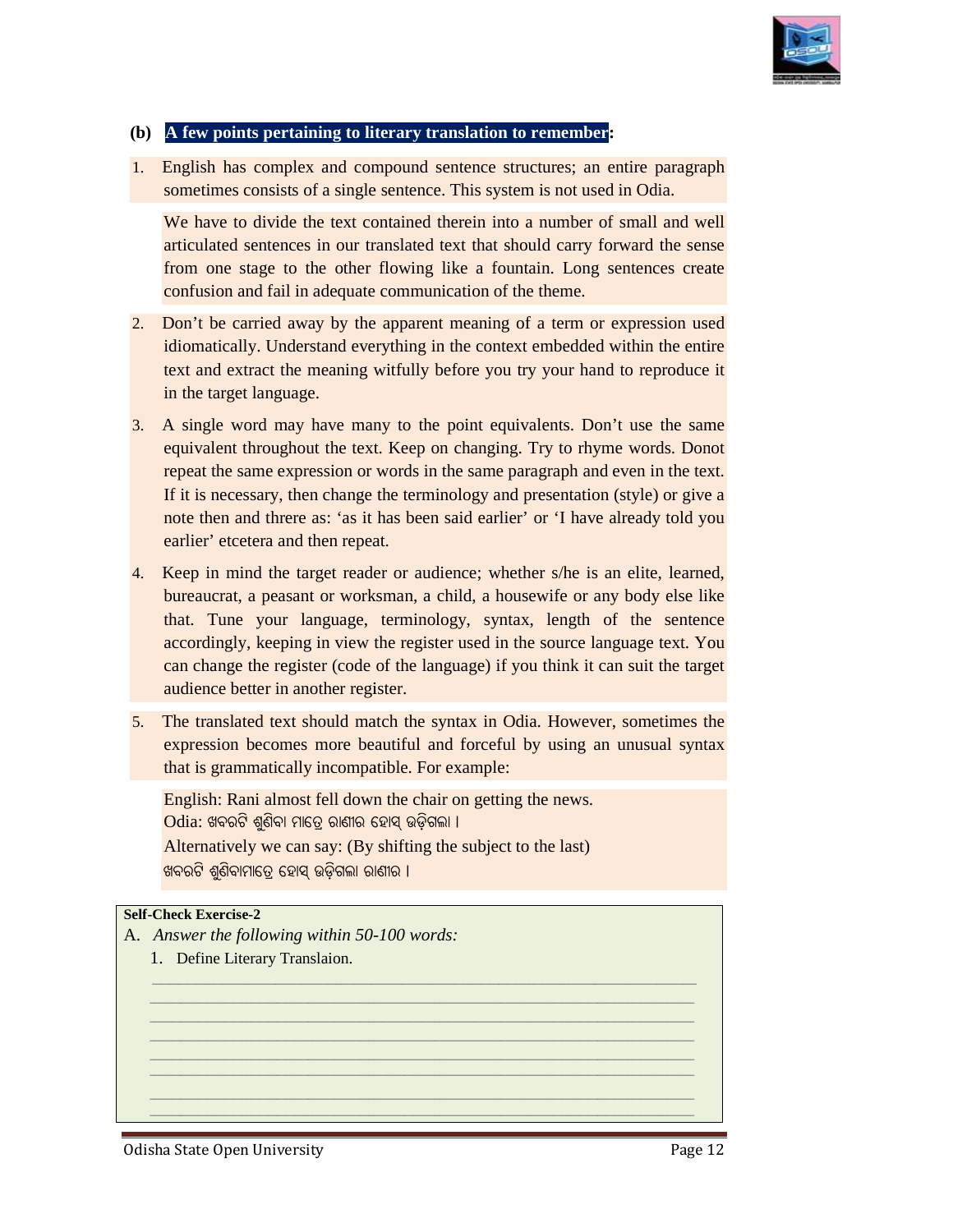**(b) A few points pertaining to literary translation to remember:**

1. English has complex and compound sentence structures; an entire paragraph sometimes consists of a single sentence. This system is not used in Odia.

   We have to divide the text contained therein into a number of small and well articulated sentences in our translated text that should carry forward the sense from one stage to the other flowing like a fountain. Long sentences create confusion and fail in adequate communication of the theme.

2. Don't be carried away by the apparent meaning of a term or expression used idiomatically. Understand everything in the context embedded within the entire text and extract the meaning witfully before you try your hand to reproduce it in the target language.

3. A single word may have many to the point equivalents. Don't use the same equivalent throughout the text. Keep on changing. Try to rhyme words. Donot repeat the same expression or words in the same paragraph and even in the text. If it is necessary, then change the terminology and presentation (style) or give a note then and threre as: 'as it has been said earlier' or 'I have already told you earlier' etcetera and then repeat.

4. Keep in mind the target reader or audience; whether s/he is an elite, learned, bureaucrat, a peasant or worksman, a child, a housewife or any body else like that. Tune your language, terminology, syntax, length of the sentence accordingly, keeping in view the register used in the source language text. You can change the register (code of the language) if you think it can suit the target audience better in another register.

5. The translated text should match the syntax in Odia. However, sometimes the expression becomes more beautiful and forceful by using an unusual syntax that is grammatically incompatible. For example:

   English: Rani almost fell down the chair on getting the news.
   Odia: ଖବରଟି ଶୁଣିବା ମାତ୍ରେ ରାଣୀର ହୋସ୍ ଉଡ଼ିଗଲା ।
   Alternatively we can say: (By shifting the subject to the last)
   ଖବରଟି ଶୁଣିବାମାତ୍ରେ ହୋସ୍ ଉଡ଼ିଗଲା ରାଣୀର ।

**Self-Check Exercise-2**

A. *Answer the following within 50-100 words:*

1. Define Literary Translaion.

_______________________________________________________________

_______________________________________________________________

_______________________________________________________________

_______________________________________________________________

_______________________________________________________________

_______________________________________________________________

_______________________________________________________________

_______________________________________________________________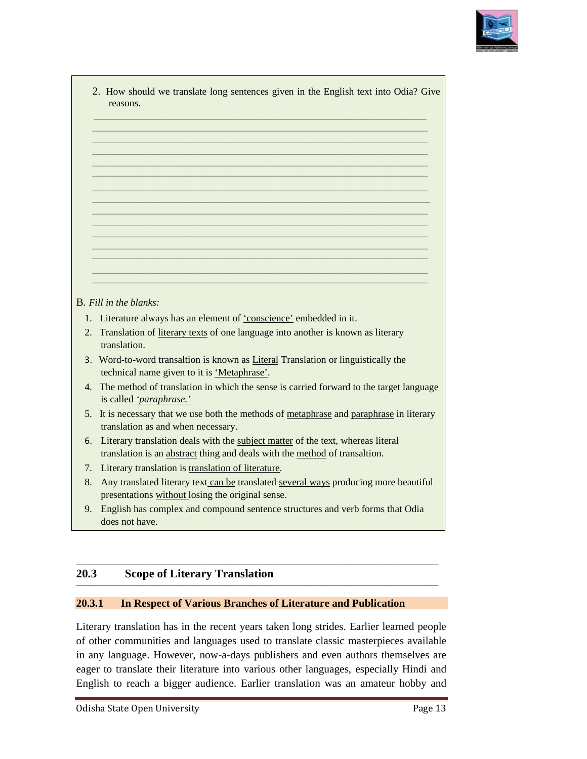2. How should we translate long sentences given in the English text into Odia? Give reasons.

_______________________________________________________________________
_______________________________________________________________________
_______________________________________________________________________
_______________________________________________________________________
_______________________________________________________________________
_______________________________________________________________________
_______________________________________________________________________
_______________________________________________________________________
_______________________________________________________________________
_______________________________________________________________________
_______________________________________________________________________
_______________________________________________________________________
_______________________________________________________________________
_______________________________________________________________________
_______________________________________________________________________

B. *Fill in the blanks:*

1. Literature always has an element of 'conscience' embedded in it.
2. Translation of literary texts of one language into another is known as literary translation.
3. Word-to-word transaltion is known as Literal Translation or linguistically the technical name given to it is 'Metaphrase'.
4. The method of translation in which the sense is carried forward to the target language is called *'paraphrase.'*
5. It is necessary that we use both the methods of metaphrase and paraphrase in literary translation as and when necessary.
6. Literary translation deals with the subject matter of the text, whereas literal translation is an abstract thing and deals with the method of transaltion.
7. Literary translation is translation of literature.
8. Any translated literary text can be translated several ways producing more beautiful presentations without losing the original sense.
9. English has complex and compound sentence structures and verb forms that Odia does not have.

## 20.3 Scope of Literary Translation

### 20.3.1 In Respect of Various Branches of Literature and Publication

Literary translation has in the recent years taken long strides. Earlier learned people of other communities and languages used to translate classic masterpieces available in any language. However, now-a-days publishers and even authors themselves are eager to translate their literature into various other languages, especially Hindi and English to reach a bigger audience. Earlier translation was an amateur hobby and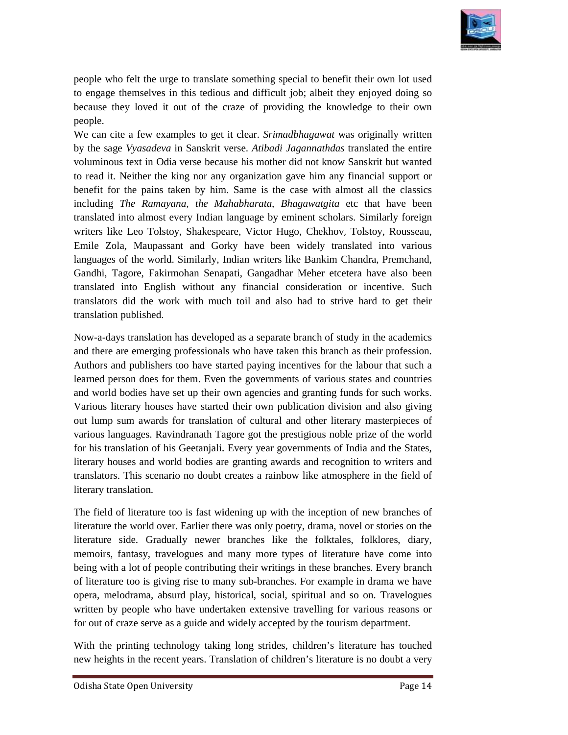people who felt the urge to translate something special to benefit their own lot used to engage themselves in this tedious and difficult job; albeit they enjoyed doing so because they loved it out of the craze of providing the knowledge to their own people.

We can cite a few examples to get it clear. *Srimadbhagawat* was originally written by the sage *Vyasadeva* in Sanskrit verse. *Atibadi Jagannathdas* translated the entire voluminous text in Odia verse because his mother did not know Sanskrit but wanted to read it. Neither the king nor any organization gave him any financial support or benefit for the pains taken by him. Same is the case with almost all the classics including *The Ramayana, the Mahabharata, Bhagawatgita* etc that have been translated into almost every Indian language by eminent scholars. Similarly foreign writers like Leo Tolstoy, Shakespeare, Victor Hugo, Chekhov, Tolstoy, Rousseau, Emile Zola, Maupassant and Gorky have been widely translated into various languages of the world. Similarly, Indian writers like Bankim Chandra, Premchand, Gandhi, Tagore, Fakirmohan Senapati, Gangadhar Meher etcetera have also been translated into English without any financial consideration or incentive. Such translators did the work with much toil and also had to strive hard to get their translation published.

Now-a-days translation has developed as a separate branch of study in the academics and there are emerging professionals who have taken this branch as their profession. Authors and publishers too have started paying incentives for the labour that such a learned person does for them. Even the governments of various states and countries and world bodies have set up their own agencies and granting funds for such works. Various literary houses have started their own publication division and also giving out lump sum awards for translation of cultural and other literary masterpieces of various languages. Ravindranath Tagore got the prestigious noble prize of the world for his translation of his Geetanjali. Every year governments of India and the States, literary houses and world bodies are granting awards and recognition to writers and translators. This scenario no doubt creates a rainbow like atmosphere in the field of literary translation.

The field of literature too is fast widening up with the inception of new branches of literature the world over. Earlier there was only poetry, drama, novel or stories on the literature side. Gradually newer branches like the folktales, folklores, diary, memoirs, fantasy, travelogues and many more types of literature have come into being with a lot of people contributing their writings in these branches. Every branch of literature too is giving rise to many sub-branches. For example in drama we have opera, melodrama, absurd play, historical, social, spiritual and so on. Travelogues written by people who have undertaken extensive travelling for various reasons or for out of craze serve as a guide and widely accepted by the tourism department.

With the printing technology taking long strides, children's literature has touched new heights in the recent years. Translation of children's literature is no doubt a very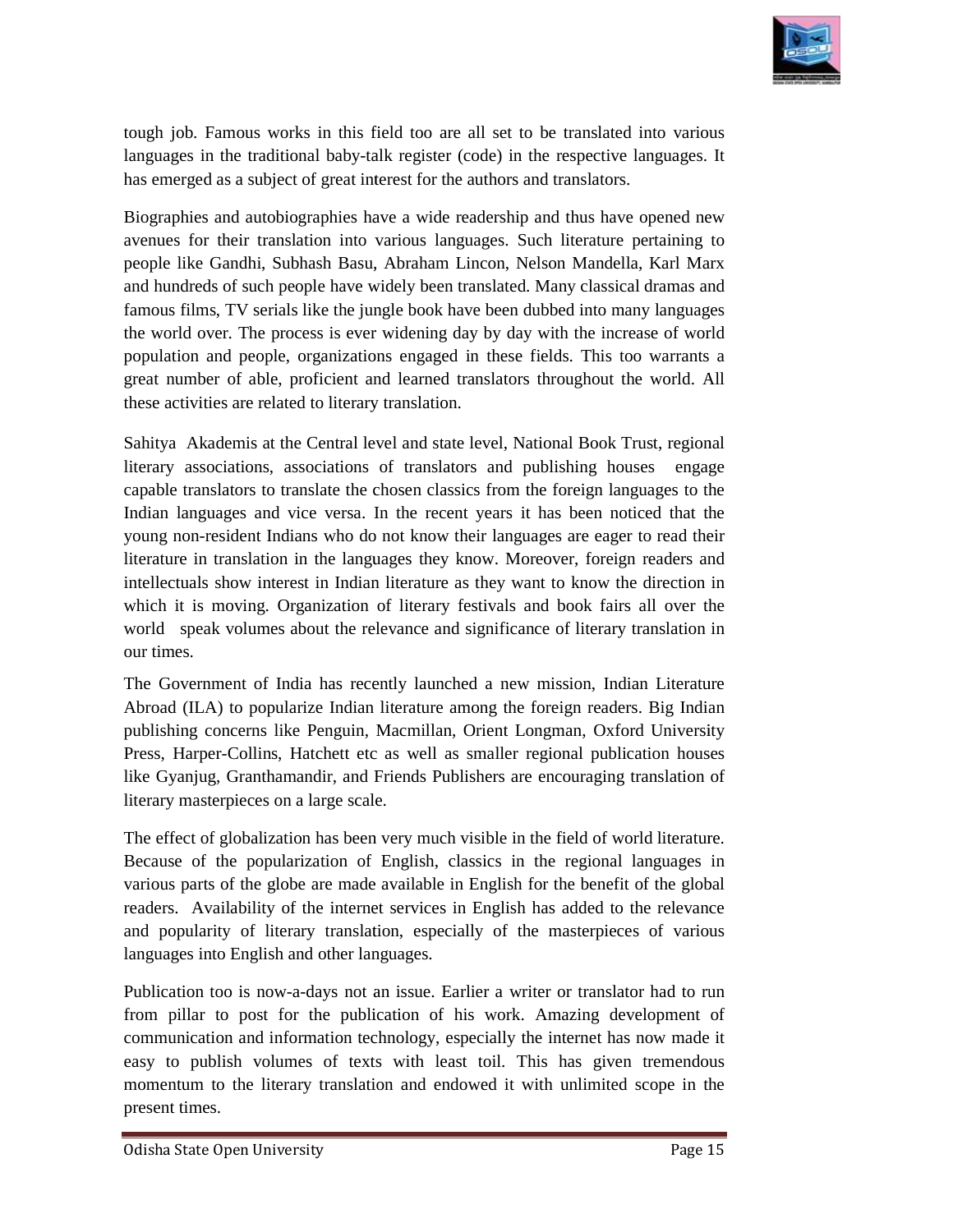tough job. Famous works in this field too are all set to be translated into various languages in the traditional baby-talk register (code) in the respective languages. It has emerged as a subject of great interest for the authors and translators.

Biographies and autobiographies have a wide readership and thus have opened new avenues for their translation into various languages. Such literature pertaining to people like Gandhi, Subhash Basu, Abraham Lincon, Nelson Mandella, Karl Marx and hundreds of such people have widely been translated. Many classical dramas and famous films, TV serials like the jungle book have been dubbed into many languages the world over. The process is ever widening day by day with the increase of world population and people, organizations engaged in these fields. This too warrants a great number of able, proficient and learned translators throughout the world. All these activities are related to literary translation.

Sahitya Akademis at the Central level and state level, National Book Trust, regional literary associations, associations of translators and publishing houses engage capable translators to translate the chosen classics from the foreign languages to the Indian languages and vice versa. In the recent years it has been noticed that the young non-resident Indians who do not know their languages are eager to read their literature in translation in the languages they know. Moreover, foreign readers and intellectuals show interest in Indian literature as they want to know the direction in which it is moving. Organization of literary festivals and book fairs all over the world speak volumes about the relevance and significance of literary translation in our times.

The Government of India has recently launched a new mission, Indian Literature Abroad (ILA) to popularize Indian literature among the foreign readers. Big Indian publishing concerns like Penguin, Macmillan, Orient Longman, Oxford University Press, Harper-Collins, Hatchett etc as well as smaller regional publication houses like Gyanjug, Granthamandir, and Friends Publishers are encouraging translation of literary masterpieces on a large scale.

The effect of globalization has been very much visible in the field of world literature. Because of the popularization of English, classics in the regional languages in various parts of the globe are made available in English for the benefit of the global readers. Availability of the internet services in English has added to the relevance and popularity of literary translation, especially of the masterpieces of various languages into English and other languages.

Publication too is now-a-days not an issue. Earlier a writer or translator had to run from pillar to post for the publication of his work. Amazing development of communication and information technology, especially the internet has now made it easy to publish volumes of texts with least toil. This has given tremendous momentum to the literary translation and endowed it with unlimited scope in the present times.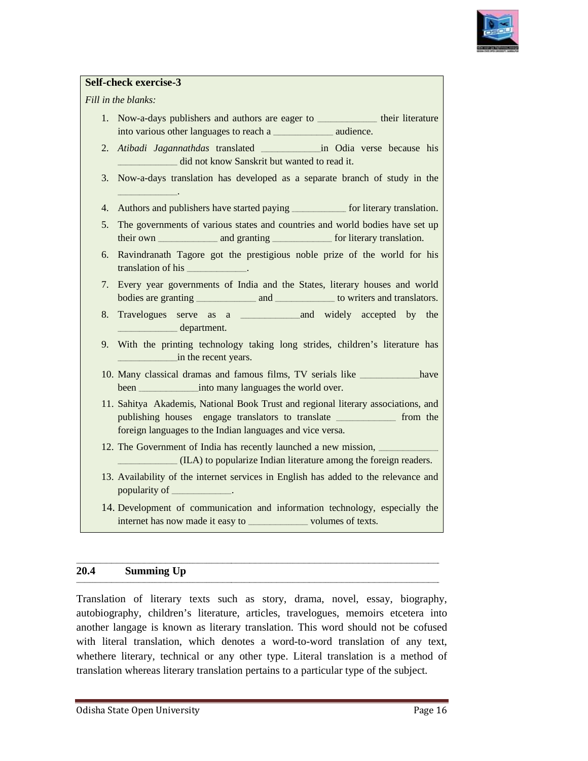**Self-check exercise-3**

*Fill in the blanks:*

1. Now-a-days publishers and authors are eager to ____________ their literature into various other languages to reach a ____________ audience.
2. *Atibadi Jagannathdas* translated ____________in Odia verse because his ____________ did not know Sanskrit but wanted to read it.
3. Now-a-days translation has developed as a separate branch of study in the ____________.
4. Authors and publishers have started paying ___________ for literary translation.
5. The governments of various states and countries and world bodies have set up their own ____________ and granting ____________ for literary translation.
6. Ravindranath Tagore got the prestigious noble prize of the world for his translation of his ____________.
7. Every year governments of India and the States, literary houses and world bodies are granting ____________ and ____________ to writers and translators.
8. Travelogues serve as a ____________and widely accepted by the ____________ department.
9. With the printing technology taking long strides, children's literature has ____________in the recent years.
10. Many classical dramas and famous films, TV serials like ____________have been ____________into many languages the world over.
11. Sahitya Akademis, National Book Trust and regional literary associations, and publishing houses engage translators to translate ____________ from the foreign languages to the Indian languages and vice versa.
12. The Government of India has recently launched a new mission, ____________ ____________ (ILA) to popularize Indian literature among the foreign readers.
13. Availability of the internet services in English has added to the relevance and popularity of ____________.
14. Development of communication and information technology, especially the internet has now made it easy to ____________ volumes of texts.

## 20.4 Summing Up

Translation of literary texts such as story, drama, novel, essay, biography, autobiography, children's literature, articles, travelogues, memoirs etcetera into another langage is known as literary translation. This word should not be cofused with literal translation, which denotes a word-to-word translation of any text, whethere literary, technical or any other type. Literal translation is a method of translation whereas literary translation pertains to a particular type of the subject.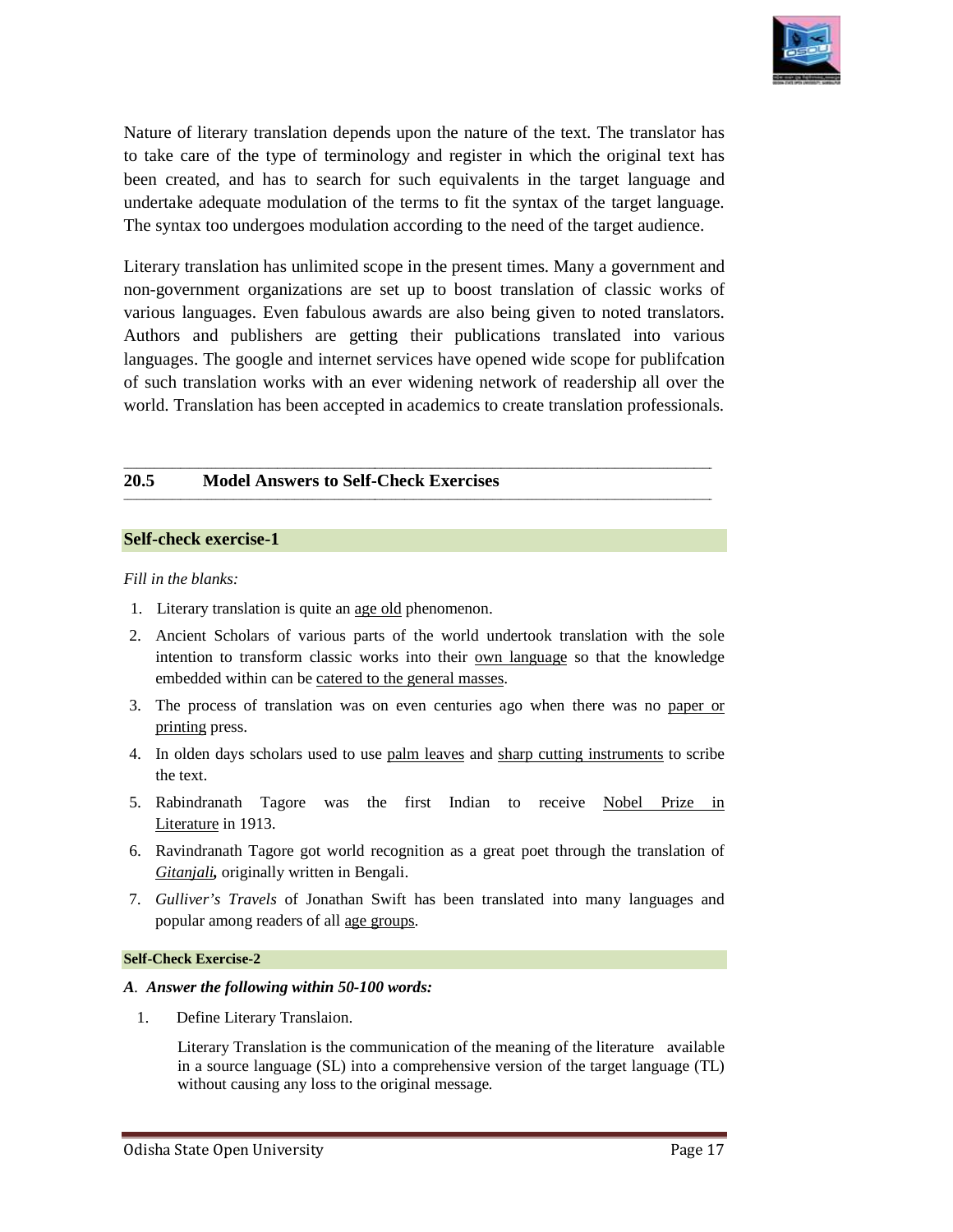Nature of literary translation depends upon the nature of the text. The translator has to take care of the type of terminology and register in which the original text has been created, and has to search for such equivalents in the target language and undertake adequate modulation of the terms to fit the syntax of the target language. The syntax too undergoes modulation according to the need of the target audience.

Literary translation has unlimited scope in the present times. Many a government and non-government organizations are set up to boost translation of classic works of various languages. Even fabulous awards are also being given to noted translators. Authors and publishers are getting their publications translated into various languages. The google and internet services have opened wide scope for publifcation of such translation works with an ever widening network of readership all over the world. Translation has been accepted in academics to create translation professionals.

## 20.5 Model Answers to Self-Check Exercises

### Self-check exercise-1

*Fill in the blanks:*

1. Literary translation is quite an <u>age old</u> phenomenon.
2. Ancient Scholars of various parts of the world undertook translation with the sole intention to transform classic works into their <u>own language</u> so that the knowledge embedded within can be <u>catered to the general masses</u>.
3. The process of translation was on even centuries ago when there was no <u>paper or printing</u> press.
4. In olden days scholars used to use <u>palm leaves</u> and <u>sharp cutting instruments</u> to scribe the text.
5. Rabindranath Tagore was the first Indian to receive <u>Nobel Prize in Literature</u> in 1913.
6. Ravindranath Tagore got world recognition as a great poet through the translation of <u>*Gitanjali*</u>**,** originally written in Bengali.
7. *Gulliver's Travels* of Jonathan Swift has been translated into many languages and popular among readers of all <u>age groups</u>.

### Self-Check Exercise-2

***A. Answer the following within 50-100 words:***

1. Define Literary Translaion.

   Literary Translation is the communication of the meaning of the literature available in a source language (SL) into a comprehensive version of the target language (TL) without causing any loss to the original message.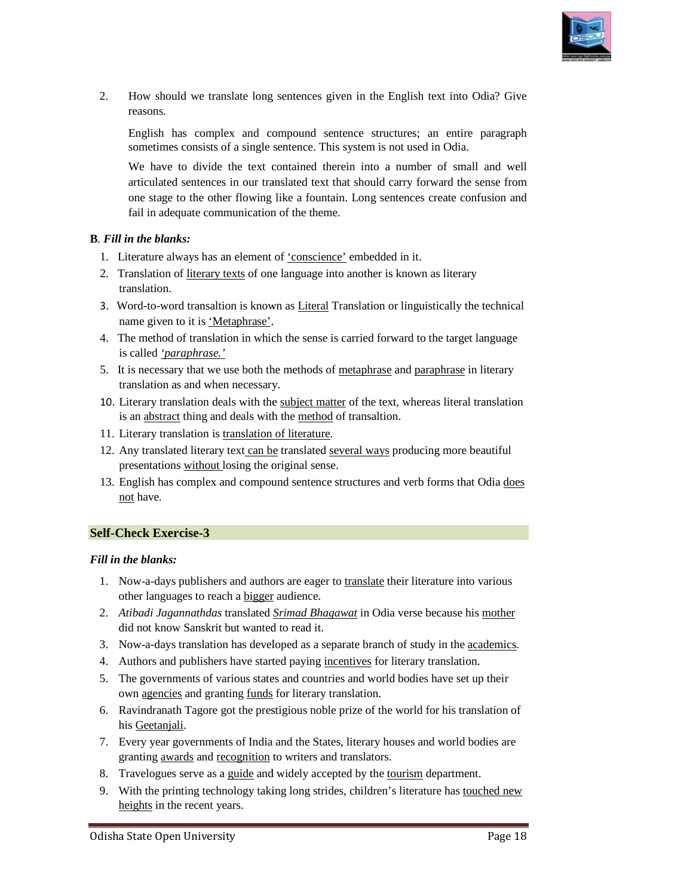2. How should we translate long sentences given in the English text into Odia? Give reasons.

   English has complex and compound sentence structures; an entire paragraph sometimes consists of a single sentence. This system is not used in Odia.

   We have to divide the text contained therein into a number of small and well articulated sentences in our translated text that should carry forward the sense from one stage to the other flowing like a fountain. Long sentences create confusion and fail in adequate communication of the theme.

**B**. ***Fill in the blanks:***

1. Literature always has an element of <u>'conscience'</u> embedded in it.
2. Translation of <u>literary texts</u> of one language into another is known as literary translation.
3. Word-to-word transaltion is known as <u>Literal</u> Translation or linguistically the technical name given to it is <u>'Metaphrase'</u>.
4. The method of translation in which the sense is carried forward to the target language is called <u>*'paraphrase.'*</u>
5. It is necessary that we use both the methods of <u>metaphrase</u> and <u>paraphrase</u> in literary translation as and when necessary.
10. Literary translation deals with the <u>subject matter</u> of the text, whereas literal translation is an <u>abstract</u> thing and deals with the <u>method</u> of transaltion.
11. Literary translation is <u>translation of literature</u>.
12. Any translated literary text <u>can be</u> translated <u>several ways</u> producing more beautiful presentations <u>without</u> losing the original sense.
13. English has complex and compound sentence structures and verb forms that Odia <u>does not</u> have.

## Self-Check Exercise-3

***Fill in the blanks:***

1. Now-a-days publishers and authors are eager to <u>translate</u> their literature into various other languages to reach a <u>bigger</u> audience.
2. *Atibadi Jagannathdas* translated <u>*Srimad Bhagawat*</u> in Odia verse because his <u>mother</u> did not know Sanskrit but wanted to read it.
3. Now-a-days translation has developed as a separate branch of study in the <u>academics</u>.
4. Authors and publishers have started paying <u>incentives</u> for literary translation.
5. The governments of various states and countries and world bodies have set up their own <u>agencies</u> and granting <u>funds</u> for literary translation.
6. Ravindranath Tagore got the prestigious noble prize of the world for his translation of his <u>Geetanjali</u>.
7. Every year governments of India and the States, literary houses and world bodies are granting <u>awards</u> and <u>recognition</u> to writers and translators.
8. Travelogues serve as a <u>guide</u> and widely accepted by the <u>tourism</u> department.
9. With the printing technology taking long strides, children's literature has <u>touched new heights</u> in the recent years.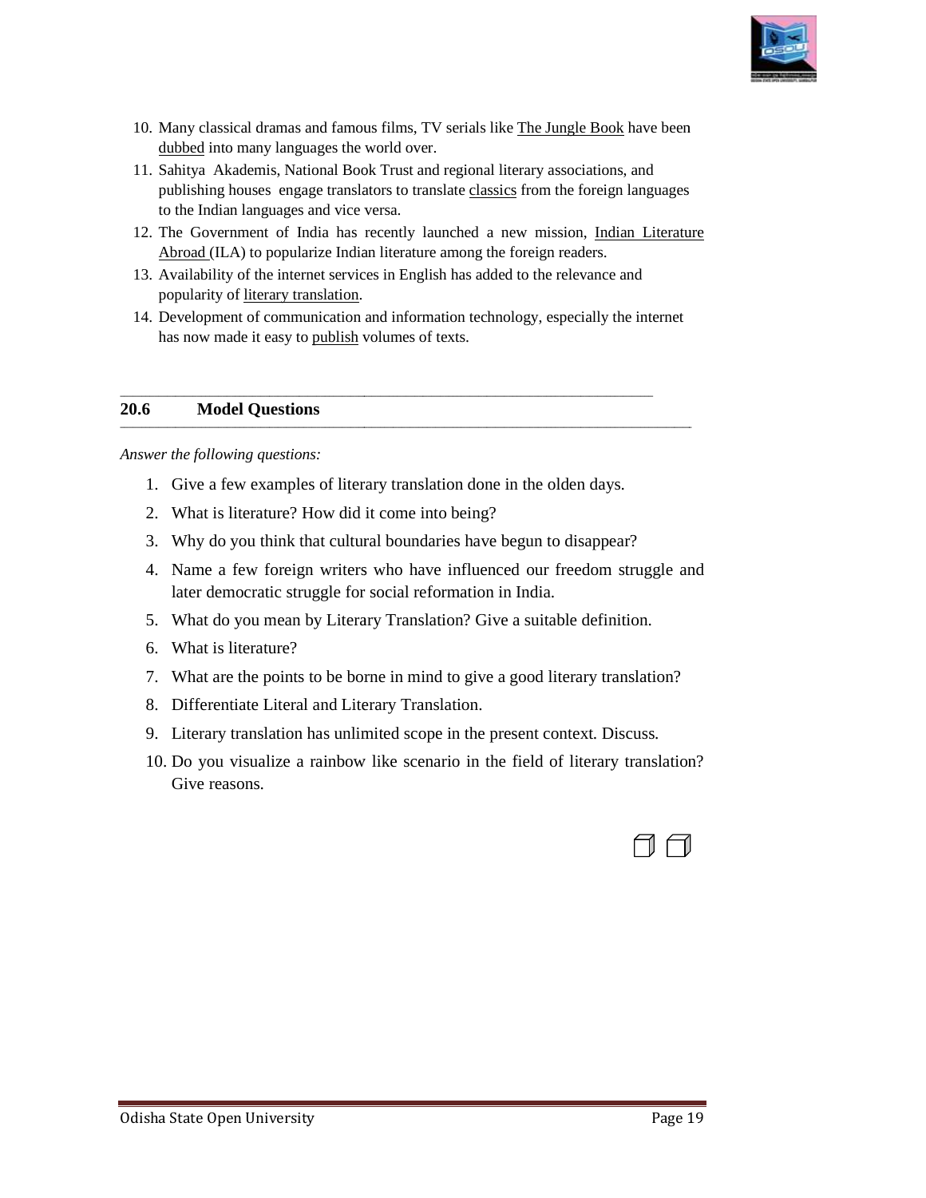10. Many classical dramas and famous films, TV serials like The Jungle Book have been dubbed into many languages the world over.
11. Sahitya Akademis, National Book Trust and regional literary associations, and publishing houses engage translators to translate classics from the foreign languages to the Indian languages and vice versa.
12. The Government of India has recently launched a new mission, Indian Literature Abroad (ILA) to popularize Indian literature among the foreign readers.
13. Availability of the internet services in English has added to the relevance and popularity of literary translation.
14. Development of communication and information technology, especially the internet has now made it easy to publish volumes of texts.

## 20.6 Model Questions

*Answer the following questions:*

1. Give a few examples of literary translation done in the olden days.
2. What is literature? How did it come into being?
3. Why do you think that cultural boundaries have begun to disappear?
4. Name a few foreign writers who have influenced our freedom struggle and later democratic struggle for social reformation in India.
5. What do you mean by Literary Translation? Give a suitable definition.
6. What is literature?
7. What are the points to be borne in mind to give a good literary translation?
8. Differentiate Literal and Literary Translation.
9. Literary translation has unlimited scope in the present context. Discuss.
10. Do you visualize a rainbow like scenario in the field of literary translation? Give reasons.